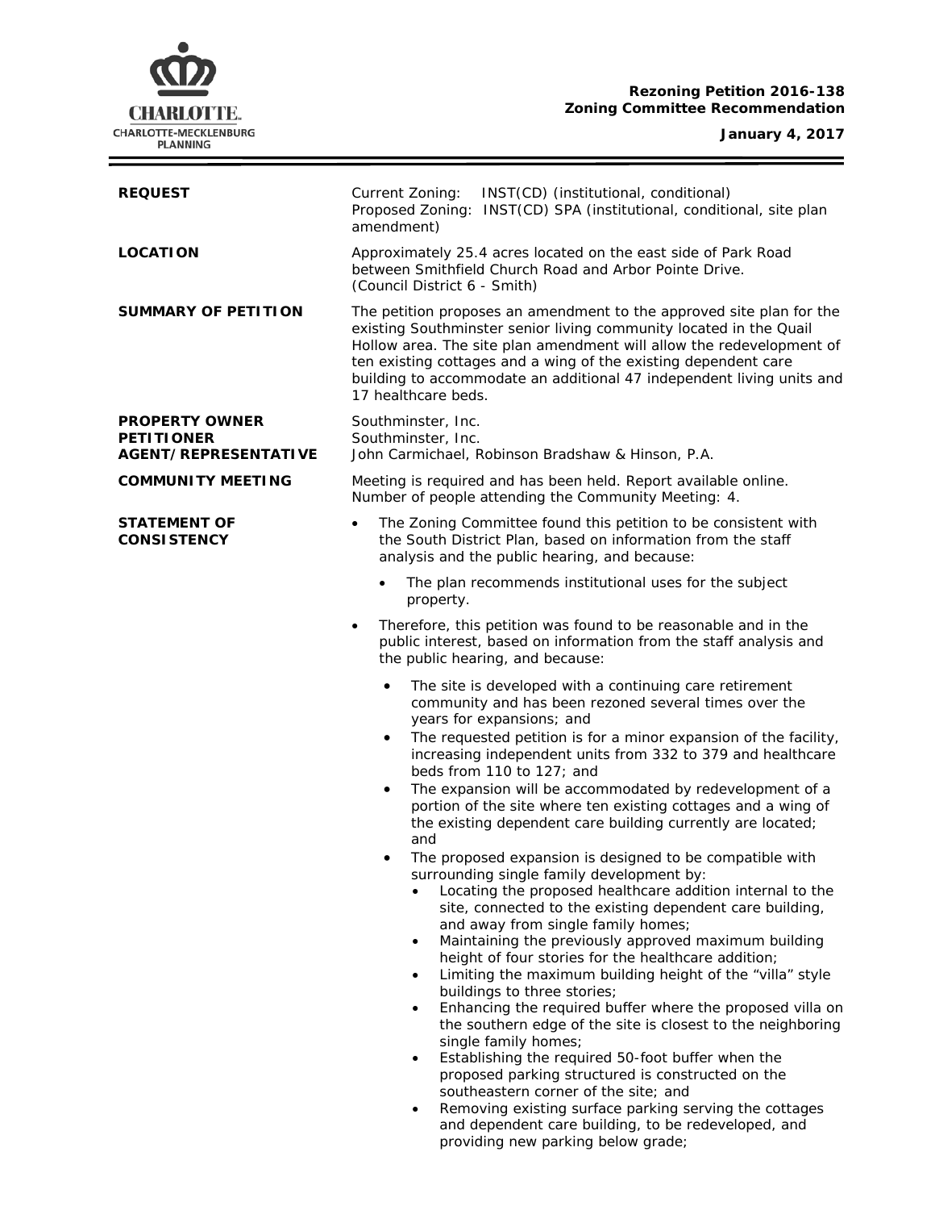**Rezoning Petition 2016-138**
**Zoning Committee Recommendation**

**January 4, 2017**

| | |
|---|---|
| **REQUEST** | Current Zoning: INST(CD) (institutional, conditional)<br>Proposed Zoning: INST(CD) SPA (institutional, conditional, site plan amendment) |
| **LOCATION** | Approximately 25.4 acres located on the east side of Park Road between Smithfield Church Road and Arbor Pointe Drive.<br>(Council District 6 - Smith) |
| **SUMMARY OF PETITION** | The petition proposes an amendment to the approved site plan for the existing Southminster senior living community located in the Quail Hollow area. The site plan amendment will allow the redevelopment of ten existing cottages and a wing of the existing dependent care building to accommodate an additional 47 independent living units and 17 healthcare beds. |
| **PROPERTY OWNER**<br>**PETITIONER**<br>**AGENT/REPRESENTATIVE** | Southminster, Inc.<br>Southminster, Inc.<br>John Carmichael, Robinson Bradshaw & Hinson, P.A. |
| **COMMUNITY MEETING** | Meeting is required and has been held. Report available online.<br>Number of people attending the Community Meeting: 4. |

**STATEMENT OF CONSISTENCY**

- The Zoning Committee found this petition to be consistent with the South District Plan, based on information from the staff analysis and the public hearing, and because:
  - The plan recommends institutional uses for the subject property.
- Therefore, this petition was found to be reasonable and in the public interest, based on information from the staff analysis and the public hearing, and because:
  - The site is developed with a continuing care retirement community and has been rezoned several times over the years for expansions; and
  - The requested petition is for a minor expansion of the facility, increasing independent units from 332 to 379 and healthcare beds from 110 to 127; and
  - The expansion will be accommodated by redevelopment of a portion of the site where ten existing cottages and a wing of the existing dependent care building currently are located; and
  - The proposed expansion is designed to be compatible with surrounding single family development by:
    - Locating the proposed healthcare addition internal to the site, connected to the existing dependent care building, and away from single family homes;
    - Maintaining the previously approved maximum building height of four stories for the healthcare addition;
    - Limiting the maximum building height of the "villa" style buildings to three stories;
    - Enhancing the required buffer where the proposed villa on the southern edge of the site is closest to the neighboring single family homes;
    - Establishing the required 50-foot buffer when the proposed parking structured is constructed on the southeastern corner of the site; and
    - Removing existing surface parking serving the cottages and dependent care building, to be redeveloped, and providing new parking below grade;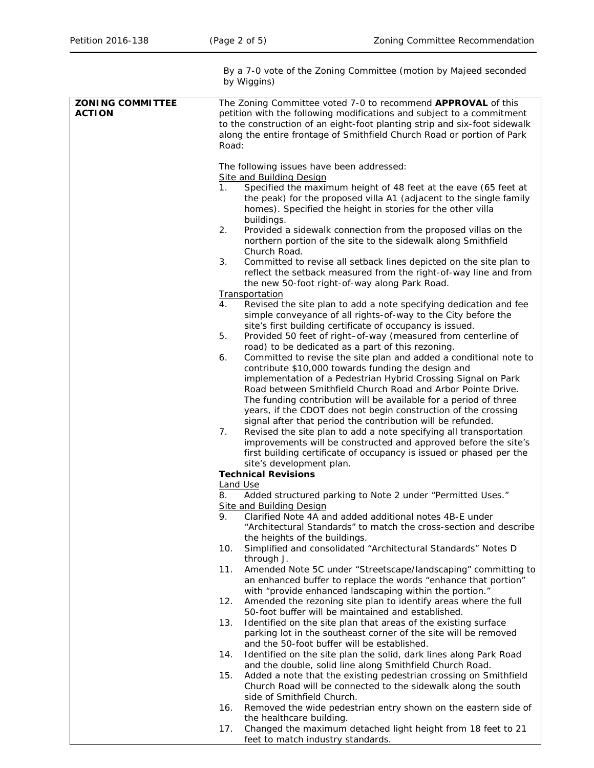By a 7-0 vote of the Zoning Committee (motion by Majeed seconded by Wiggins)

| **ZONING COMMITTEE ACTION** | The Zoning Committee voted 7-0 to recommend **APPROVAL** of this petition with the following modifications and subject to a commitment to the construction of an eight-foot planting strip and six-foot sidewalk along the entire frontage of Smithfield Church Road or portion of Park Road:<br><br>The following issues have been addressed:<br>Site and Building Design<br>1. Specified the maximum height of 48 feet at the eave (65 feet at the peak) for the proposed villa A1 (adjacent to the single family homes). Specified the height in stories for the other villa buildings.<br>2. Provided a sidewalk connection from the proposed villas on the northern portion of the site to the sidewalk along Smithfield Church Road.<br>3. Committed to revise all setback lines depicted on the site plan to reflect the setback measured from the right-of-way line and from the new 50-foot right-of-way along Park Road.<br>Transportation<br>4. Revised the site plan to add a note specifying dedication and fee simple conveyance of all rights-of-way to the City before the site's first building certificate of occupancy is issued.<br>5. Provided 50 feet of right–of-way (measured from centerline of road) to be dedicated as a part of this rezoning.<br>6. Committed to revise the site plan and added a conditional note to contribute $10,000 towards funding the design and implementation of a Pedestrian Hybrid Crossing Signal on Park Road between Smithfield Church Road and Arbor Pointe Drive. The funding contribution will be available for a period of three years, if the CDOT does not begin construction of the crossing signal after that period the contribution will be refunded.<br>7. Revised the site plan to add a note specifying all transportation improvements will be constructed and approved before the site's first building certificate of occupancy is issued or phased per the site's development plan.<br>**Technical Revisions**<br>Land Use<br>8. Added structured parking to Note 2 under "Permitted Uses."<br>Site and Building Design<br>9. Clarified Note 4A and added additional notes 4B-E under "Architectural Standards" to match the cross-section and describe the heights of the buildings.<br>10. Simplified and consolidated "Architectural Standards" Notes D through J.<br>11. Amended Note 5C under "Streetscape/landscaping" committing to an enhanced buffer to replace the words "enhance that portion" with "provide enhanced landscaping within the portion."<br>12. Amended the rezoning site plan to identify areas where the full 50-foot buffer will be maintained and established.<br>13. Identified on the site plan that areas of the existing surface parking lot in the southeast corner of the site will be removed and the 50-foot buffer will be established.<br>14. Identified on the site plan the solid, dark lines along Park Road and the double, solid line along Smithfield Church Road.<br>15. Added a note that the existing pedestrian crossing on Smithfield Church Road will be connected to the sidewalk along the south side of Smithfield Church.<br>16. Removed the wide pedestrian entry shown on the eastern side of the healthcare building.<br>17. Changed the maximum detached light height from 18 feet to 21 feet to match industry standards. |
|---|---|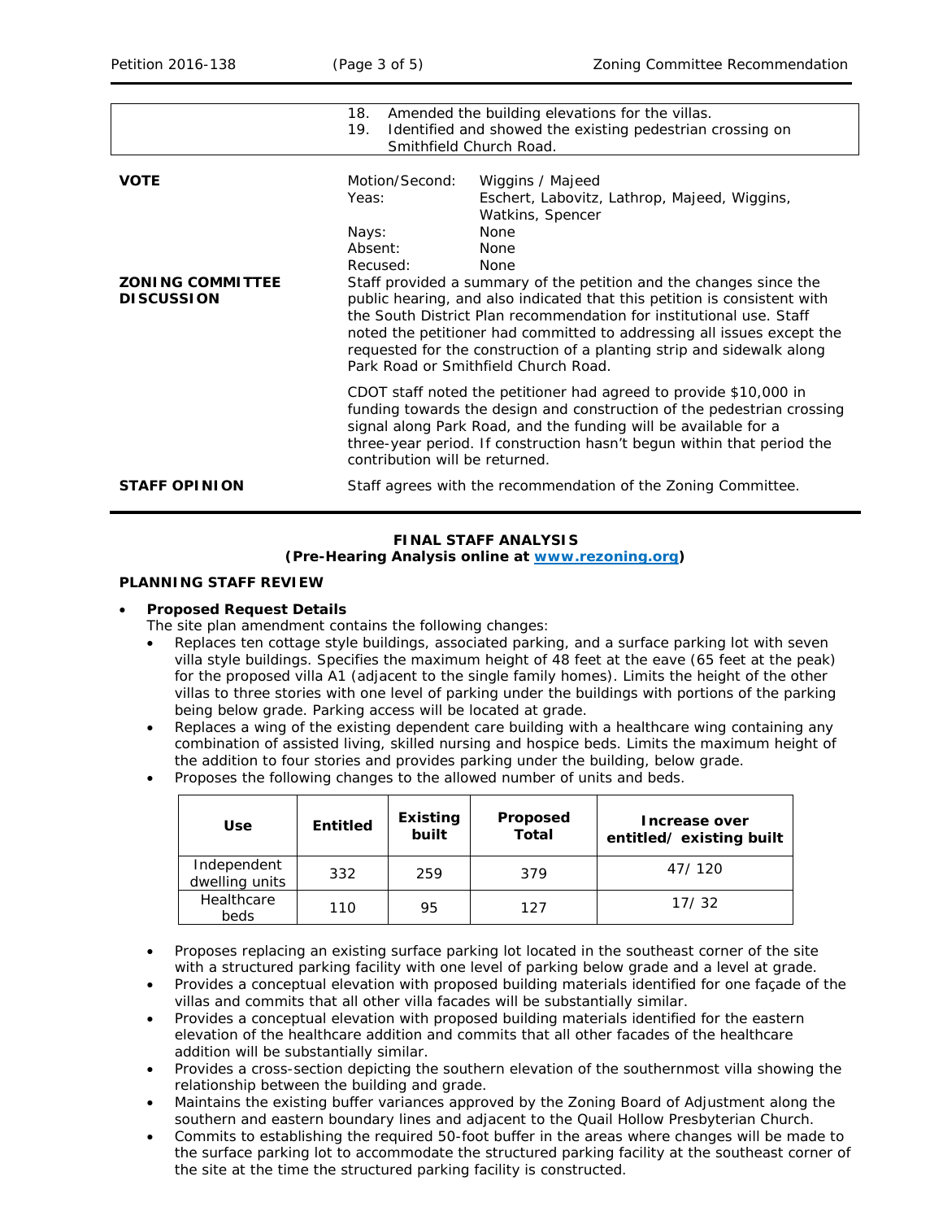|  |  |
|---|---|
|  | 18. Amended the building elevations for the villas.<br>19. Identified and showed the existing pedestrian crossing on Smithfield Church Road. |

| | | |
|---|---|---|
| **VOTE** | Motion/Second: | Wiggins / Majeed |
| | Yeas: | Eschert, Labovitz, Lathrop, Majeed, Wiggins, Watkins, Spencer |
| | Nays: | None |
| | Absent: | None |
| | Recused: | None |

**ZONING COMMITTEE DISCUSSION**

Staff provided a summary of the petition and the changes since the public hearing, and also indicated that this petition is consistent with the South District Plan recommendation for institutional use. Staff noted the petitioner had committed to addressing all issues except the requested for the construction of a planting strip and sidewalk along Park Road or Smithfield Church Road.

CDOT staff noted the petitioner had agreed to provide $10,000 in funding towards the design and construction of the pedestrian crossing signal along Park Road, and the funding will be available for a three-year period. If construction hasn't begun within that period the contribution will be returned.

**STAFF OPINION**

Staff agrees with the recommendation of the Zoning Committee.

## FINAL STAFF ANALYSIS
**(Pre-Hearing Analysis online at www.rezoning.org)**

### PLANNING STAFF REVIEW

- **Proposed Request Details**
  The site plan amendment contains the following changes:
  - Replaces ten cottage style buildings, associated parking, and a surface parking lot with seven villa style buildings. Specifies the maximum height of 48 feet at the eave (65 feet at the peak) for the proposed villa A1 (adjacent to the single family homes). Limits the height of the other villas to three stories with one level of parking under the buildings with portions of the parking being below grade. Parking access will be located at grade.
  - Replaces a wing of the existing dependent care building with a healthcare wing containing any combination of assisted living, skilled nursing and hospice beds. Limits the maximum height of the addition to four stories and provides parking under the building, below grade.
  - Proposes the following changes to the allowed number of units and beds.

| Use | Entitled | Existing built | Proposed Total | Increase over entitled/ existing built |
|---|---|---|---|---|
| Independent dwelling units | 332 | 259 | 379 | 47/ 120 |
| Healthcare beds | 110 | 95 | 127 | 17/ 32 |

  - Proposes replacing an existing surface parking lot located in the southeast corner of the site with a structured parking facility with one level of parking below grade and a level at grade.
  - Provides a conceptual elevation with proposed building materials identified for one façade of the villas and commits that all other villa facades will be substantially similar.
  - Provides a conceptual elevation with proposed building materials identified for the eastern elevation of the healthcare addition and commits that all other facades of the healthcare addition will be substantially similar.
  - Provides a cross-section depicting the southern elevation of the southernmost villa showing the relationship between the building and grade.
  - Maintains the existing buffer variances approved by the Zoning Board of Adjustment along the southern and eastern boundary lines and adjacent to the Quail Hollow Presbyterian Church.
  - Commits to establishing the required 50-foot buffer in the areas where changes will be made to the surface parking lot to accommodate the structured parking facility at the southeast corner of the site at the time the structured parking facility is constructed.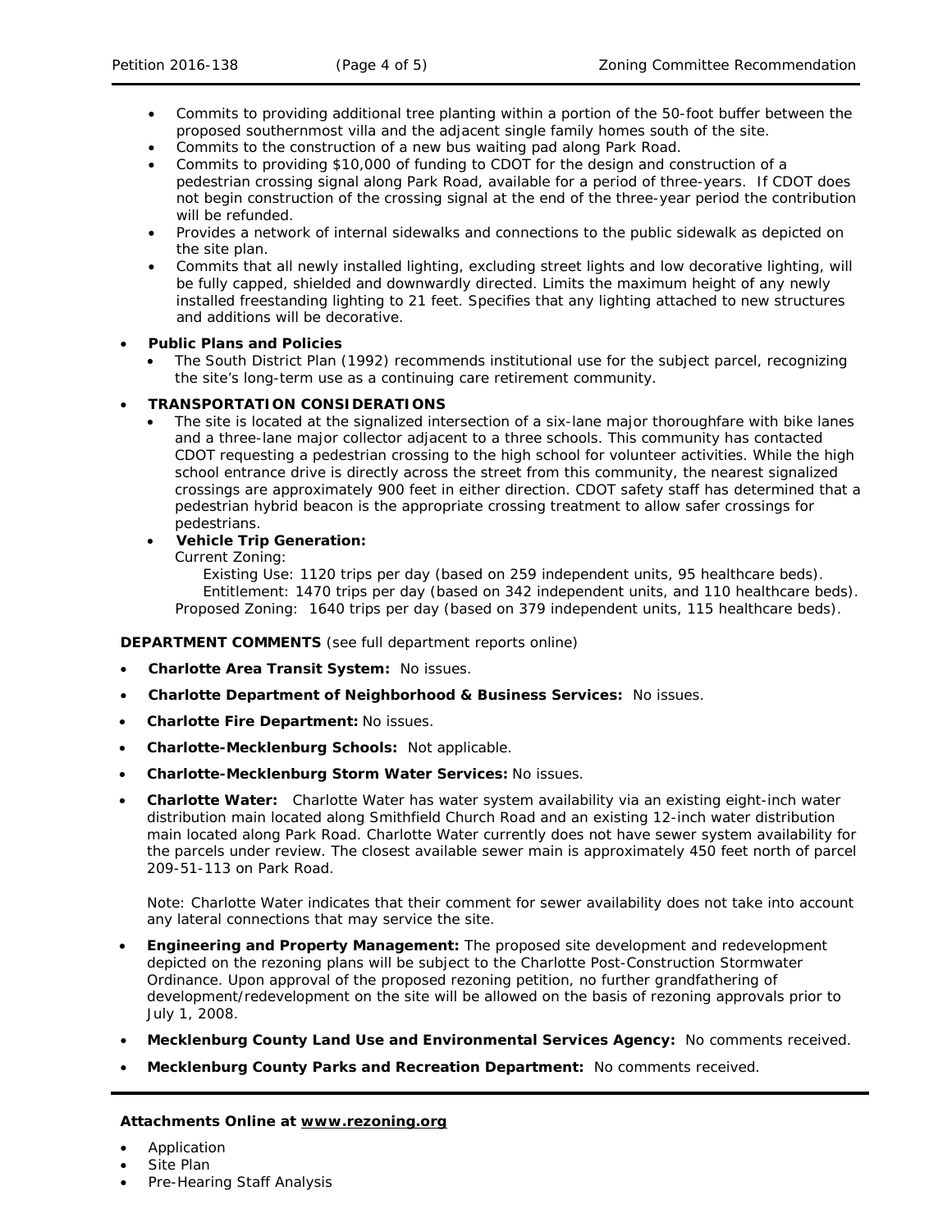- Commits to providing additional tree planting within a portion of the 50-foot buffer between the proposed southernmost villa and the adjacent single family homes south of the site.
- Commits to the construction of a new bus waiting pad along Park Road.
- Commits to providing $10,000 of funding to CDOT for the design and construction of a pedestrian crossing signal along Park Road, available for a period of three-years. If CDOT does not begin construction of the crossing signal at the end of the three-year period the contribution will be refunded.
- Provides a network of internal sidewalks and connections to the public sidewalk as depicted on the site plan.
- Commits that all newly installed lighting, excluding street lights and low decorative lighting, will be fully capped, shielded and downwardly directed. Limits the maximum height of any newly installed freestanding lighting to 21 feet. Specifies that any lighting attached to new structures and additions will be decorative.

- **Public Plans and Policies**
  - The South District Plan (1992) recommends institutional use for the subject parcel, recognizing the site's long-term use as a continuing care retirement community.

- **TRANSPORTATION CONSIDERATIONS**
  - The site is located at the signalized intersection of a six-lane major thoroughfare with bike lanes and a three-lane major collector adjacent to a three schools. This community has contacted CDOT requesting a pedestrian crossing to the high school for volunteer activities. While the high school entrance drive is directly across the street from this community, the nearest signalized crossings are approximately 900 feet in either direction. CDOT safety staff has determined that a pedestrian hybrid beacon is the appropriate crossing treatment to allow safer crossings for pedestrians.
  - **Vehicle Trip Generation:**
    Current Zoning:
      Existing Use: 1120 trips per day (based on 259 independent units, 95 healthcare beds).
      Entitlement: 1470 trips per day (based on 342 independent units, and 110 healthcare beds).
    Proposed Zoning: 1640 trips per day (based on 379 independent units, 115 healthcare beds).

**DEPARTMENT COMMENTS** (see full department reports online)

- **Charlotte Area Transit System:** No issues.
- **Charlotte Department of Neighborhood & Business Services:** No issues.
- **Charlotte Fire Department:** No issues.
- **Charlotte-Mecklenburg Schools:** Not applicable.
- **Charlotte-Mecklenburg Storm Water Services:** No issues.
- **Charlotte Water:** Charlotte Water has water system availability via an existing eight-inch water distribution main located along Smithfield Church Road and an existing 12-inch water distribution main located along Park Road. Charlotte Water currently does not have sewer system availability for the parcels under review. The closest available sewer main is approximately 450 feet north of parcel 209-51-113 on Park Road.

  Note: Charlotte Water indicates that their comment for sewer availability does not take into account any lateral connections that may service the site.

- **Engineering and Property Management:** The proposed site development and redevelopment depicted on the rezoning plans will be subject to the Charlotte Post-Construction Stormwater Ordinance. Upon approval of the proposed rezoning petition, no further grandfathering of development/redevelopment on the site will be allowed on the basis of rezoning approvals prior to July 1, 2008.
- **Mecklenburg County Land Use and Environmental Services Agency:** No comments received.
- **Mecklenburg County Parks and Recreation Department:** No comments received.

**Attachments Online at www.rezoning.org**

- Application
- Site Plan
- Pre-Hearing Staff Analysis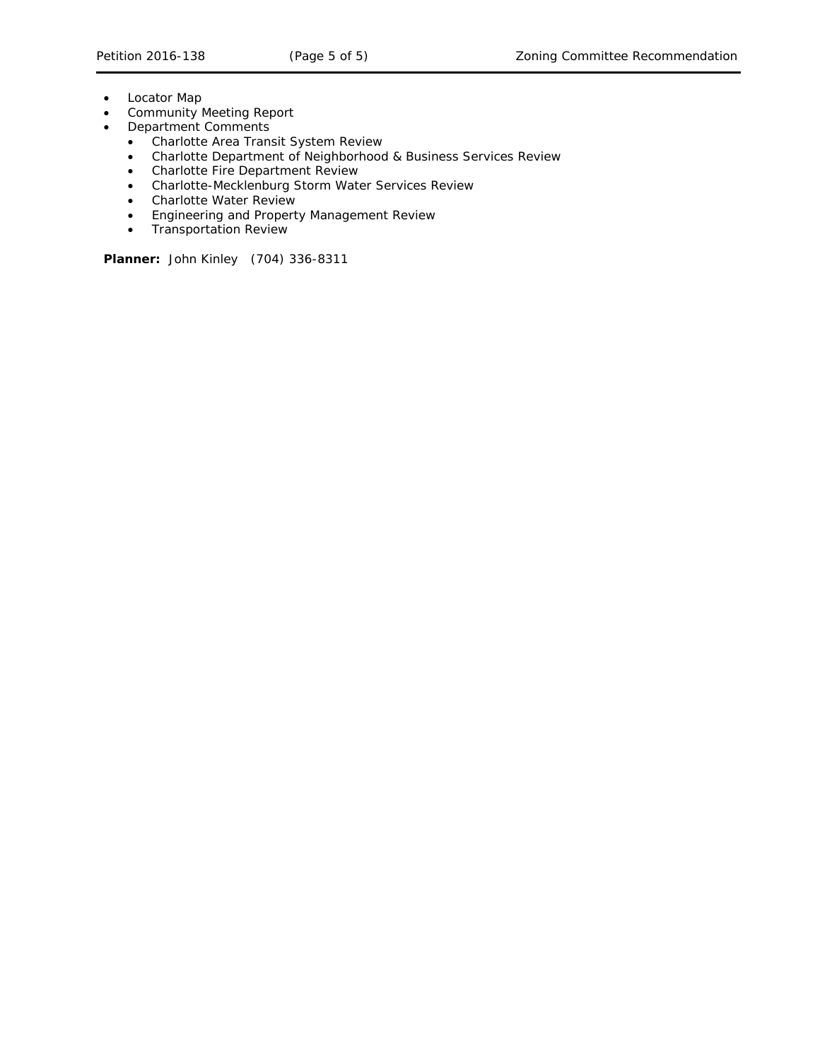- Locator Map
- Community Meeting Report
- Department Comments
  - Charlotte Area Transit System Review
  - Charlotte Department of Neighborhood & Business Services Review
  - Charlotte Fire Department Review
  - Charlotte-Mecklenburg Storm Water Services Review
  - Charlotte Water Review
  - Engineering and Property Management Review
  - Transportation Review

**Planner:** John Kinley (704) 336-8311